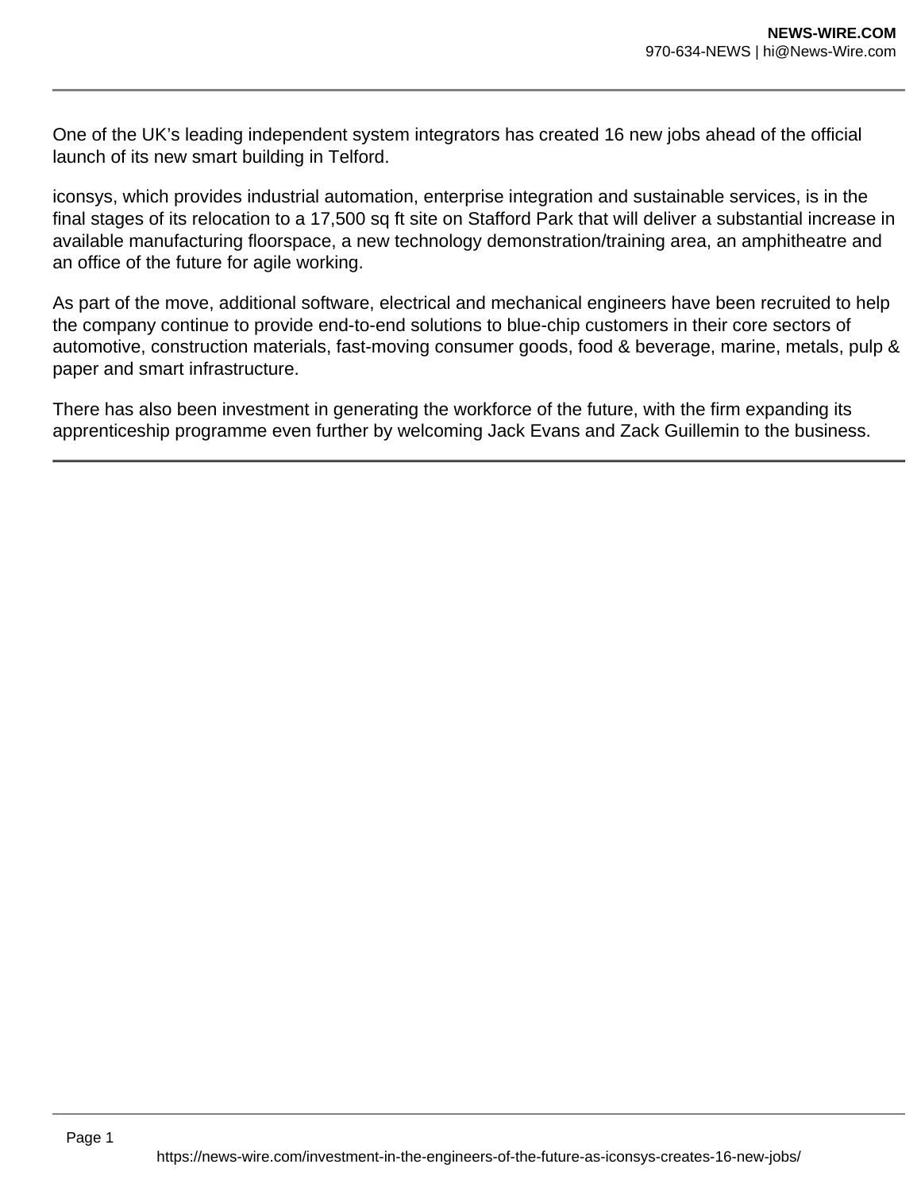One of the UK’s leading independent system integrators has created 16 new jobs ahead of the official launch of its new smart building in Telford.

iconsys, which provides industrial automation, enterprise integration and sustainable services, is in the final stages of its relocation to a 17,500 sq ft site on Stafford Park that will deliver a substantial increase in available manufacturing floorspace, a new technology demonstration/training area, an amphitheatre and an office of the future for agile working.

As part of the move, additional software, electrical and mechanical engineers have been recruited to help the company continue to provide end-to-end solutions to blue-chip customers in their core sectors of automotive, construction materials, fast-moving consumer goods, food & beverage, marine, metals, pulp & paper and smart infrastructure.

There has also been investment in generating the workforce of the future, with the firm expanding its apprenticeship programme even further by welcoming Jack Evans and Zack Guillemin to the business.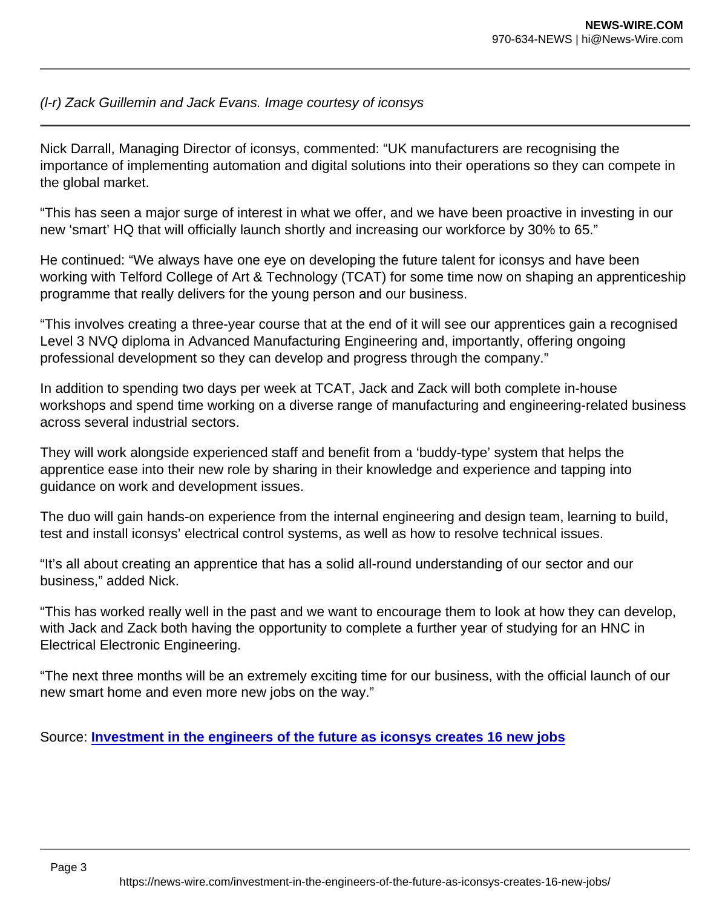*(l-r) Zack Guillemin and Jack Evans. Image courtesy of iconsys*

Nick Darrall, Managing Director of iconsys, commented: “UK manufacturers are recognising the importance of implementing automation and digital solutions into their operations so they can compete in the global market.

“This has seen a major surge of interest in what we offer, and we have been proactive in investing in our new ‘smart’ HQ that will officially launch shortly and increasing our workforce by 30% to 65.”

He continued: “We always have one eye on developing the future talent for iconsys and have been working with Telford College of Art & Technology (TCAT) for some time now on shaping an apprenticeship programme that really delivers for the young person and our business.

“This involves creating a three-year course that at the end of it will see our apprentices gain a recognised Level 3 NVQ diploma in Advanced Manufacturing Engineering and, importantly, offering ongoing professional development so they can develop and progress through the company.”

In addition to spending two days per week at TCAT, Jack and Zack will both complete in-house workshops and spend time working on a diverse range of manufacturing and engineering-related business across several industrial sectors.

They will work alongside experienced staff and benefit from a ‘buddy-type’ system that helps the apprentice ease into their new role by sharing in their knowledge and experience and tapping into guidance on work and development issues.

The duo will gain hands-on experience from the internal engineering and design team, learning to build, test and install iconsys’ electrical control systems, as well as how to resolve technical issues.

“It’s all about creating an apprentice that has a solid all-round understanding of our sector and our business,” added Nick.

“This has worked really well in the past and we want to encourage them to look at how they can develop, with Jack and Zack both having the opportunity to complete a further year of studying for an HNC in Electrical Electronic Engineering.

“The next three months will be an extremely exciting time for our business, with the official launch of our new smart home and even more new jobs on the way.”

Source: [**Investment in the engineers of the future as iconsys creates 16 new jobs**](https://news-wire.com/investment-in-the-engineers-of-the-future-as-iconsys-creates-16-new-jobs/)